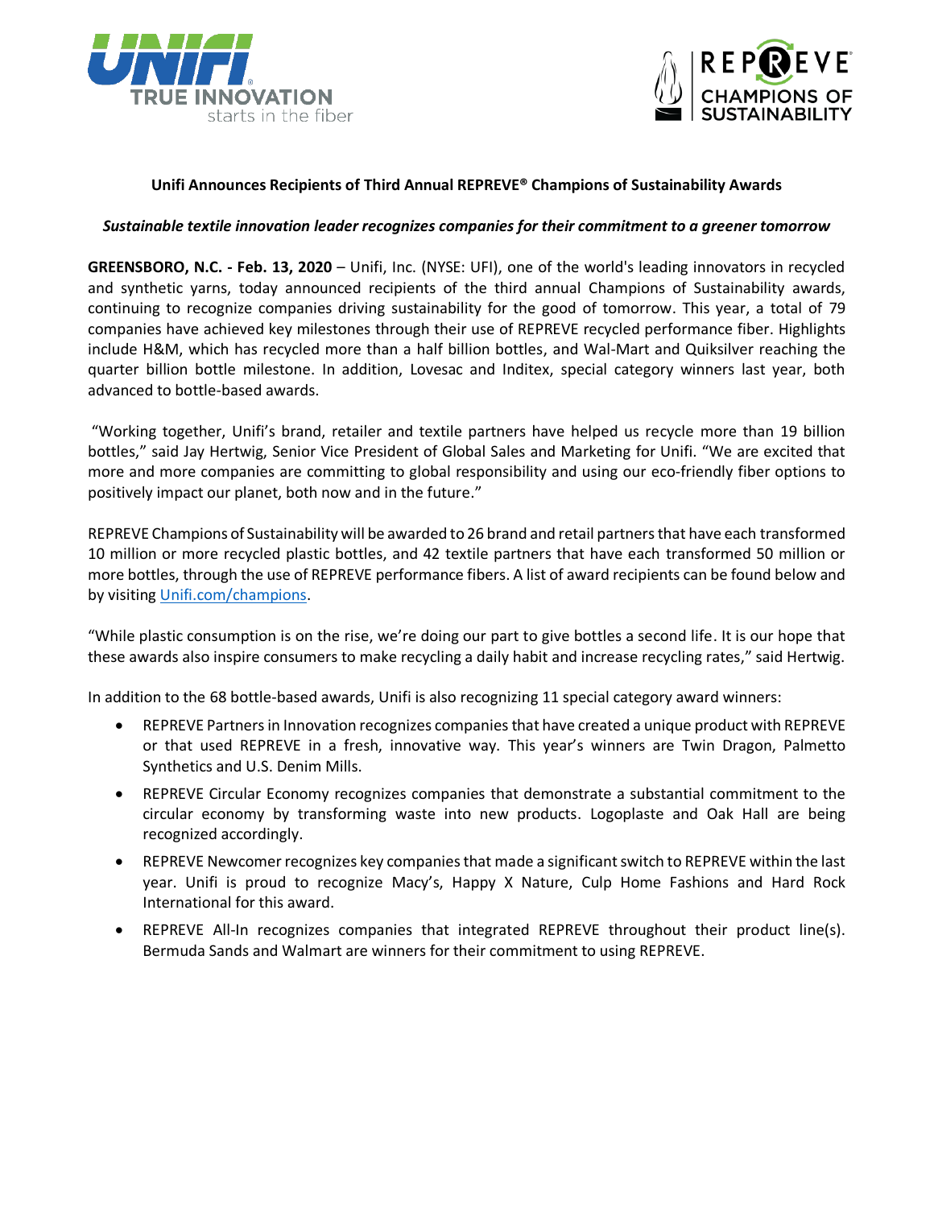**Unifi Announces Recipients of Third Annual REPREVE® Champions of Sustainability Awards**

***Sustainable textile innovation leader recognizes companies for their commitment to a greener tomorrow***

**GREENSBORO, N.C. - Feb. 13, 2020** – Unifi, Inc. (NYSE: UFI), one of the world's leading innovators in recycled and synthetic yarns, today announced recipients of the third annual Champions of Sustainability awards, continuing to recognize companies driving sustainability for the good of tomorrow. This year, a total of 79 companies have achieved key milestones through their use of REPREVE recycled performance fiber. Highlights include H&M, which has recycled more than a half billion bottles, and Wal-Mart and Quiksilver reaching the quarter billion bottle milestone. In addition, Lovesac and Inditex, special category winners last year, both advanced to bottle-based awards.

"Working together, Unifi's brand, retailer and textile partners have helped us recycle more than 19 billion bottles," said Jay Hertwig, Senior Vice President of Global Sales and Marketing for Unifi. "We are excited that more and more companies are committing to global responsibility and using our eco-friendly fiber options to positively impact our planet, both now and in the future."

REPREVE Champions of Sustainability will be awarded to 26 brand and retail partners that have each transformed 10 million or more recycled plastic bottles, and 42 textile partners that have each transformed 50 million or more bottles, through the use of REPREVE performance fibers. A list of award recipients can be found below and by visiting Unifi.com/champions.

"While plastic consumption is on the rise, we're doing our part to give bottles a second life. It is our hope that these awards also inspire consumers to make recycling a daily habit and increase recycling rates," said Hertwig.

In addition to the 68 bottle-based awards, Unifi is also recognizing 11 special category award winners:

- REPREVE Partners in Innovation recognizes companies that have created a unique product with REPREVE or that used REPREVE in a fresh, innovative way. This year's winners are Twin Dragon, Palmetto Synthetics and U.S. Denim Mills.
- REPREVE Circular Economy recognizes companies that demonstrate a substantial commitment to the circular economy by transforming waste into new products. Logoplaste and Oak Hall are being recognized accordingly.
- REPREVE Newcomer recognizes key companies that made a significant switch to REPREVE within the last year. Unifi is proud to recognize Macy's, Happy X Nature, Culp Home Fashions and Hard Rock International for this award.
- REPREVE All-In recognizes companies that integrated REPREVE throughout their product line(s). Bermuda Sands and Walmart are winners for their commitment to using REPREVE.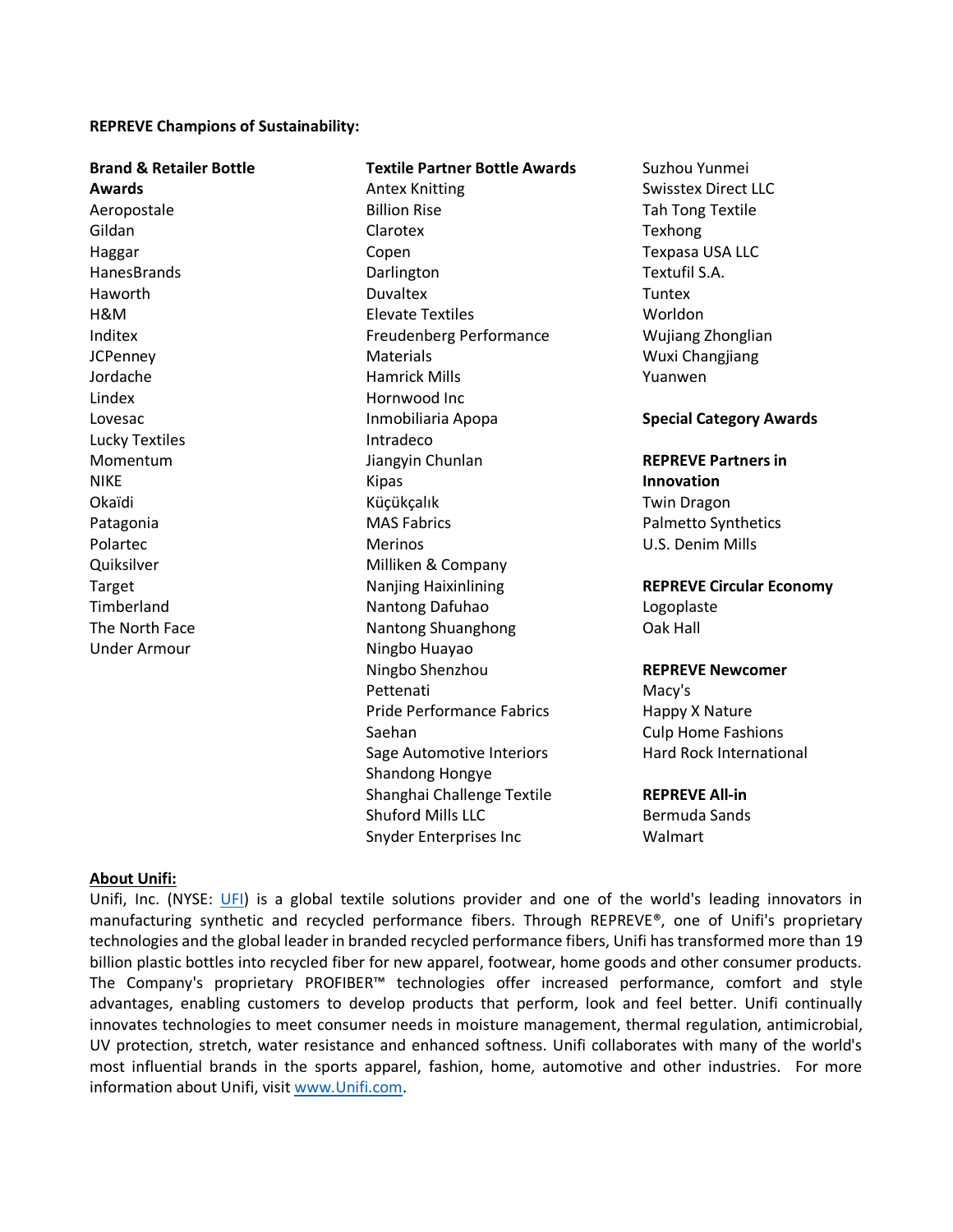**REPREVE Champions of Sustainability:**

**Brand & Retailer Bottle Awards**

Aeropostale
Gildan
Haggar
HanesBrands
Haworth
H&M
Inditex
JCPenney
Jordache
Lindex
Lovesac
Lucky Textiles
Momentum
NIKE
Okaïdi
Patagonia
Polartec
Quiksilver
Target
Timberland
The North Face
Under Armour

**Textile Partner Bottle Awards**

Antex Knitting
Billion Rise
Clarotex
Copen
Darlington
Duvaltex
Elevate Textiles
Freudenberg Performance Materials
Hamrick Mills
Hornwood Inc
Inmobiliaria Apopa
Intradeco
Jiangyin Chunlan
Kipas
Küçükçalık
MAS Fabrics
Merinos
Milliken & Company
Nanjing Haixinlining
Nantong Dafuhao
Nantong Shuanghong
Ningbo Huayao
Ningbo Shenzhou
Pettenati
Pride Performance Fabrics
Saehan
Sage Automotive Interiors
Shandong Hongye
Shanghai Challenge Textile
Shuford Mills LLC
Snyder Enterprises Inc
Suzhou Yunmei
Swisstex Direct LLC
Tah Tong Textile
Texhong
Texpasa USA LLC
Textufil S.A.
Tuntex
Worldon
Wujiang Zhonglian
Wuxi Changjiang
Yuanwen

**Special Category Awards**

**REPREVE Partners in Innovation**

Twin Dragon
Palmetto Synthetics
U.S. Denim Mills

**REPREVE Circular Economy**

Logoplaste
Oak Hall

**REPREVE Newcomer**

Macy's
Happy X Nature
Culp Home Fashions
Hard Rock International

**REPREVE All-in**

Bermuda Sands
Walmart

**About Unifi:**

Unifi, Inc. (NYSE: UFI) is a global textile solutions provider and one of the world's leading innovators in manufacturing synthetic and recycled performance fibers. Through REPREVE®, one of Unifi's proprietary technologies and the global leader in branded recycled performance fibers, Unifi has transformed more than 19 billion plastic bottles into recycled fiber for new apparel, footwear, home goods and other consumer products. The Company's proprietary PROFIBER™ technologies offer increased performance, comfort and style advantages, enabling customers to develop products that perform, look and feel better. Unifi continually innovates technologies to meet consumer needs in moisture management, thermal regulation, antimicrobial, UV protection, stretch, water resistance and enhanced softness. Unifi collaborates with many of the world's most influential brands in the sports apparel, fashion, home, automotive and other industries. For more information about Unifi, visit www.Unifi.com.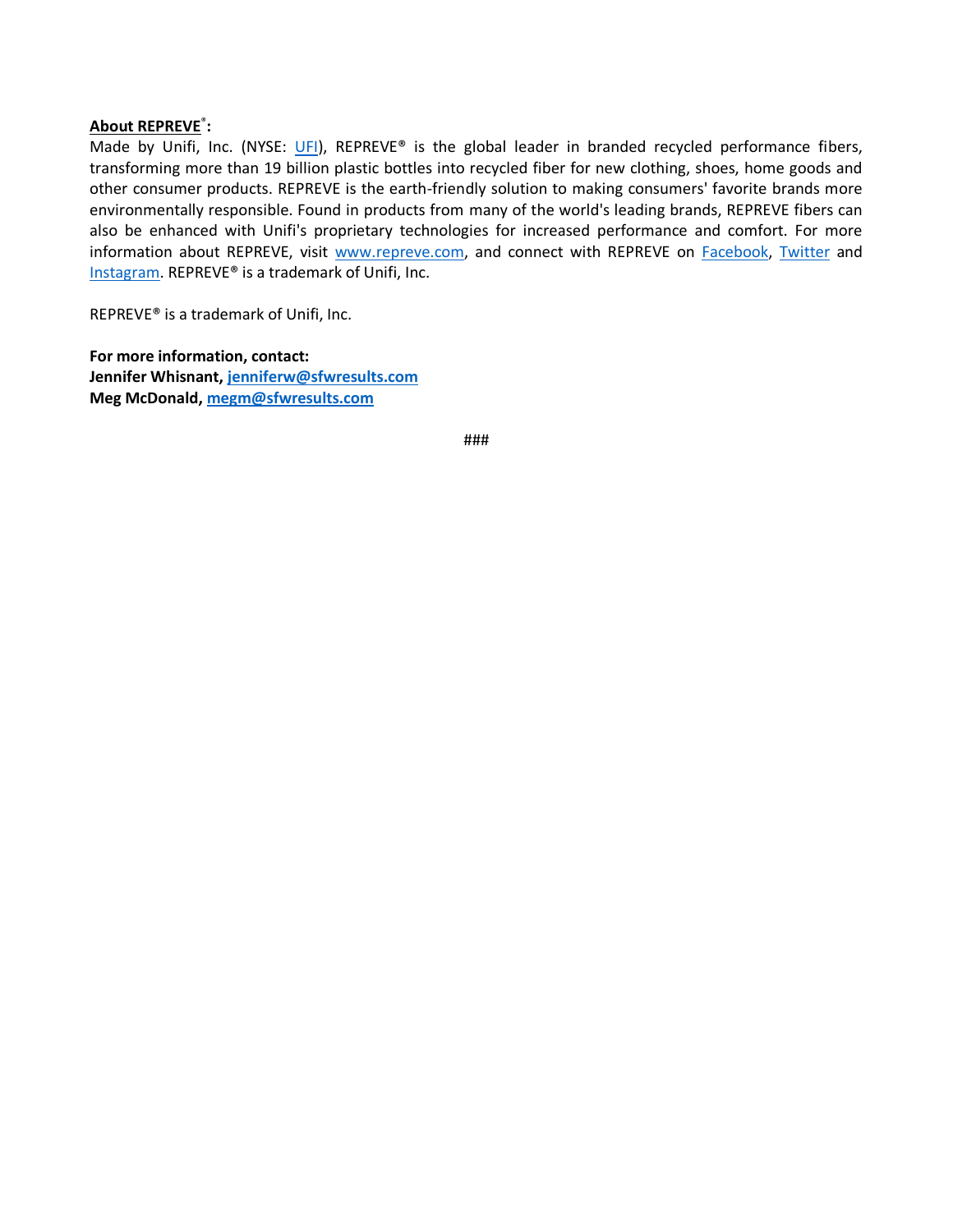**About REPREVE®:**

Made by Unifi, Inc. (NYSE: UFI), REPREVE® is the global leader in branded recycled performance fibers, transforming more than 19 billion plastic bottles into recycled fiber for new clothing, shoes, home goods and other consumer products. REPREVE is the earth-friendly solution to making consumers' favorite brands more environmentally responsible. Found in products from many of the world's leading brands, REPREVE fibers can also be enhanced with Unifi's proprietary technologies for increased performance and comfort. For more information about REPREVE, visit www.repreve.com, and connect with REPREVE on Facebook, Twitter and Instagram. REPREVE® is a trademark of Unifi, Inc.

REPREVE® is a trademark of Unifi, Inc.

**For more information, contact:**
**Jennifer Whisnant, jenniferw@sfwresults.com**
**Meg McDonald, megm@sfwresults.com**

###